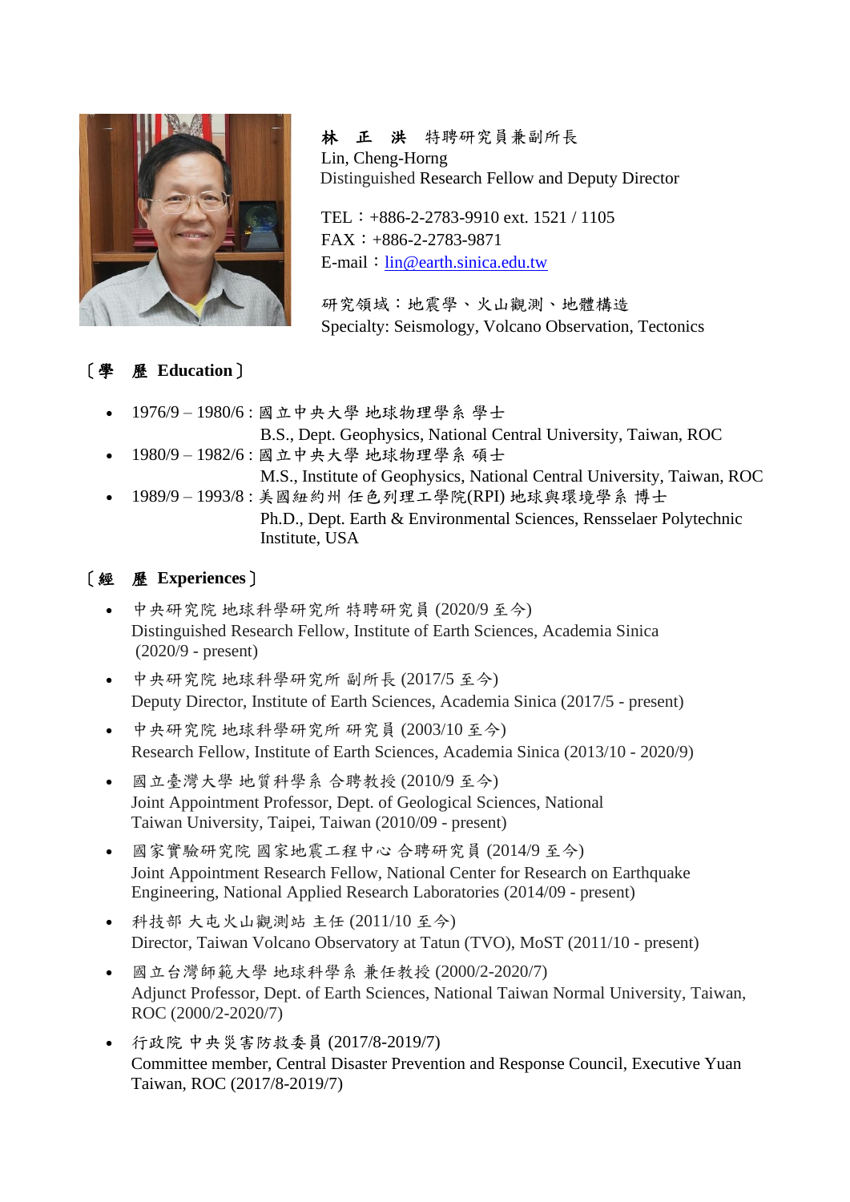**林　正　洪**　特聘研究員兼副所長
Lin, Cheng-Horng
Distinguished Research Fellow and Deputy Director

TEL：+886-2-2783-9910 ext. 1521 / 1105
FAX：+886-2-2783-9871
E-mail：lin@earth.sinica.edu.tw

研究領域：地震學、火山觀測、地體構造
Specialty: Seismology, Volcano Observation, Tectonics

## 〔學　歷 Education〕

- 1976/9 – 1980/6 : 國立中央大學 地球物理學系 學士
  B.S., Dept. Geophysics, National Central University, Taiwan, ROC
- 1980/9 – 1982/6 : 國立中央大學 地球物理學系 碩士
  M.S., Institute of Geophysics, National Central University, Taiwan, ROC
- 1989/9 – 1993/8 : 美國紐約州 任色列理工學院(RPI) 地球與環境學系 博士
  Ph.D., Dept. Earth & Environmental Sciences, Rensselaer Polytechnic Institute, USA

## 〔經　歷 Experiences〕

- 中央研究院 地球科學研究所 特聘研究員 (2020/9 至今)
  Distinguished Research Fellow, Institute of Earth Sciences, Academia Sinica (2020/9 - present)
- 中央研究院 地球科學研究所 副所長 (2017/5 至今)
  Deputy Director, Institute of Earth Sciences, Academia Sinica (2017/5 - present)
- 中央研究院 地球科學研究所 研究員 (2003/10 至今)
  Research Fellow, Institute of Earth Sciences, Academia Sinica (2013/10 - 2020/9)
- 國立臺灣大學 地質科學系 合聘教授 (2010/9 至今)
  Joint Appointment Professor, Dept. of Geological Sciences, National Taiwan University, Taipei, Taiwan (2010/09 - present)
- 國家實驗研究院 國家地震工程中心 合聘研究員 (2014/9 至今)
  Joint Appointment Research Fellow, National Center for Research on Earthquake Engineering, National Applied Research Laboratories (2014/09 - present)
- 科技部 大屯火山觀測站 主任 (2011/10 至今)
  Director, Taiwan Volcano Observatory at Tatun (TVO), MoST (2011/10 - present)
- 國立台灣師範大學 地球科學系 兼任教授 (2000/2-2020/7)
  Adjunct Professor, Dept. of Earth Sciences, National Taiwan Normal University, Taiwan, ROC (2000/2-2020/7)
- 行政院 中央災害防救委員 (2017/8-2019/7)
  Committee member, Central Disaster Prevention and Response Council, Executive Yuan Taiwan, ROC (2017/8-2019/7)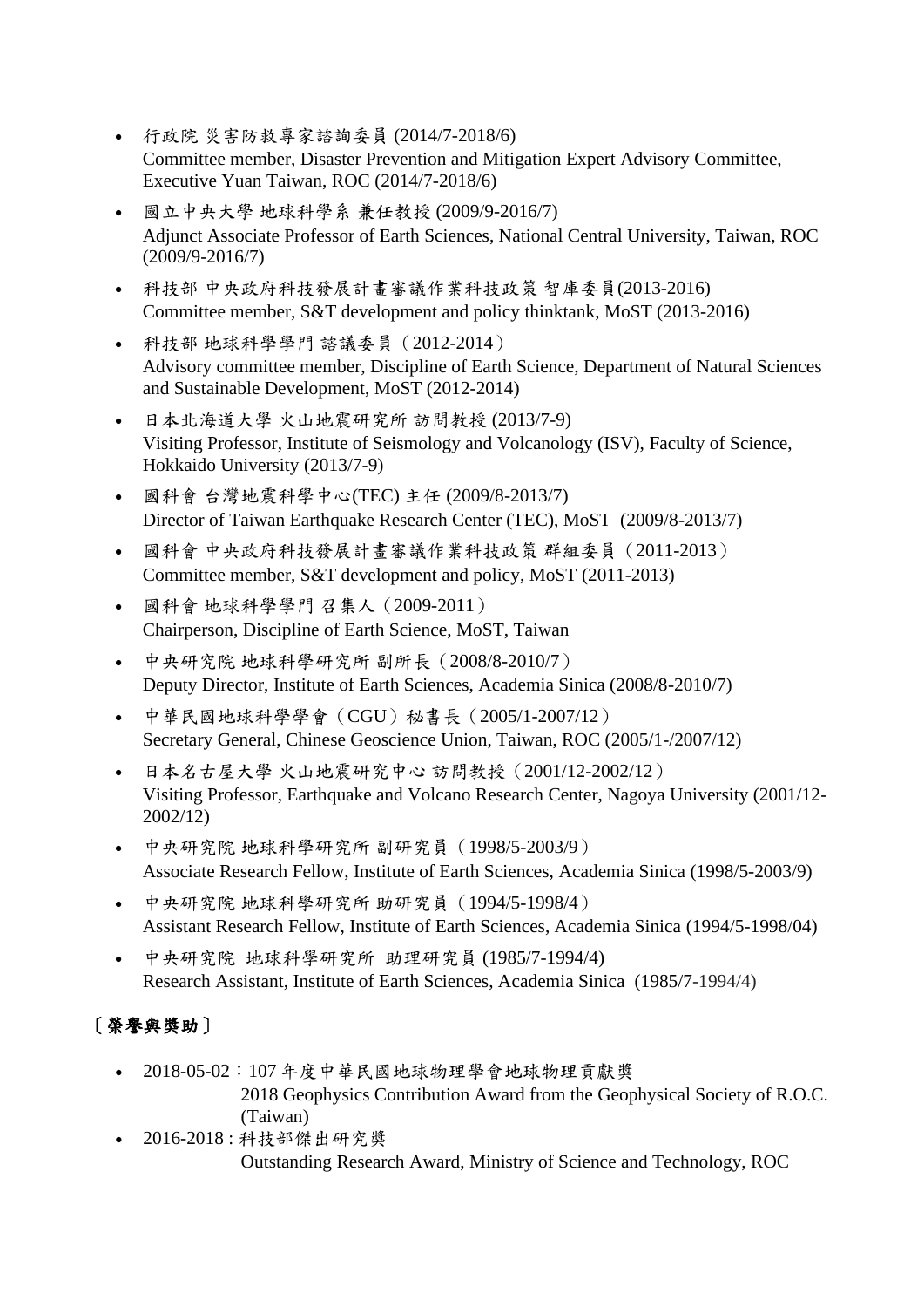- 行政院 災害防救專家諮詢委員 (2014/7-2018/6)
  Committee member, Disaster Prevention and Mitigation Expert Advisory Committee, Executive Yuan Taiwan, ROC (2014/7-2018/6)
- 國立中央大學 地球科學系 兼任教授 (2009/9-2016/7)
  Adjunct Associate Professor of Earth Sciences, National Central University, Taiwan, ROC (2009/9-2016/7)
- 科技部 中央政府科技發展計畫審議作業科技政策 智庫委員(2013-2016)
  Committee member, S&T development and policy thinktank, MoST (2013-2016)
- 科技部 地球科學學門 諮議委員（2012-2014）
  Advisory committee member, Discipline of Earth Science, Department of Natural Sciences and Sustainable Development, MoST (2012-2014)
- 日本北海道大學 火山地震研究所 訪問教授 (2013/7-9)
  Visiting Professor, Institute of Seismology and Volcanology (ISV), Faculty of Science, Hokkaido University (2013/7-9)
- 國科會 台灣地震科學中心(TEC) 主任 (2009/8-2013/7)
  Director of Taiwan Earthquake Research Center (TEC), MoST (2009/8-2013/7)
- 國科會 中央政府科技發展計畫審議作業科技政策 群組委員（2011-2013）
  Committee member, S&T development and policy, MoST (2011-2013)
- 國科會 地球科學學門 召集人（2009-2011）
  Chairperson, Discipline of Earth Science, MoST, Taiwan
- 中央研究院 地球科學研究所 副所長（2008/8-2010/7）
  Deputy Director, Institute of Earth Sciences, Academia Sinica (2008/8-2010/7)
- 中華民國地球科學學會（CGU）秘書長（2005/1-2007/12）
  Secretary General, Chinese Geoscience Union, Taiwan, ROC (2005/1-/2007/12)
- 日本名古屋大學 火山地震研究中心 訪問教授（2001/12-2002/12）
  Visiting Professor, Earthquake and Volcano Research Center, Nagoya University (2001/12-2002/12)
- 中央研究院 地球科學研究所 副研究員（1998/5-2003/9）
  Associate Research Fellow, Institute of Earth Sciences, Academia Sinica (1998/5-2003/9)
- 中央研究院 地球科學研究所 助研究員（1994/5-1998/4）
  Assistant Research Fellow, Institute of Earth Sciences, Academia Sinica (1994/5-1998/04)
- 中央研究院 地球科學研究所 助理研究員 (1985/7-1994/4)
  Research Assistant, Institute of Earth Sciences, Academia Sinica (1985/7-1994/4)

## 〔榮譽與獎助〕

- 2018-05-02：107 年度中華民國地球物理學會地球物理貢獻獎
  2018 Geophysics Contribution Award from the Geophysical Society of R.O.C. (Taiwan)
- 2016-2018 : 科技部傑出研究獎
  Outstanding Research Award, Ministry of Science and Technology, ROC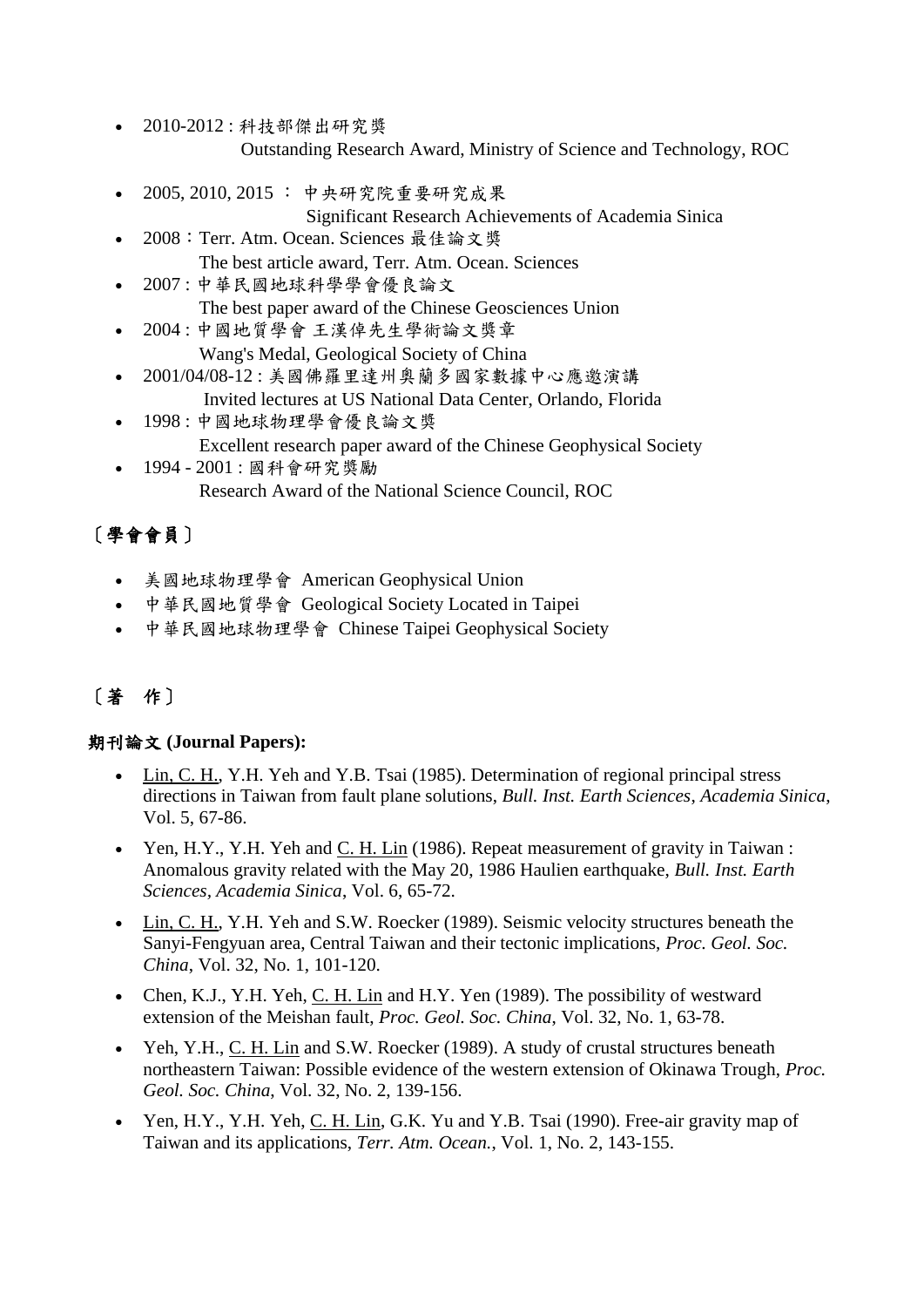- 2010-2012 : 科技部傑出研究獎
  Outstanding Research Award, Ministry of Science and Technology, ROC
- 2005, 2010, 2015 ： 中央研究院重要研究成果
  Significant Research Achievements of Academia Sinica
- 2008：Terr. Atm. Ocean. Sciences 最佳論文獎
  The best article award, Terr. Atm. Ocean. Sciences
- 2007 : 中華民國地球科學學會優良論文
  The best paper award of the Chinese Geosciences Union
- 2004 : 中國地質學會 王漢倬先生學術論文獎章
  Wang's Medal, Geological Society of China
- 2001/04/08-12 : 美國佛羅里達州奧蘭多國家數據中心應邀演講
  Invited lectures at US National Data Center, Orlando, Florida
- 1998 : 中國地球物理學會優良論文獎
  Excellent research paper award of the Chinese Geophysical Society
- 1994 - 2001 : 國科會研究獎勵
  Research Award of the National Science Council, ROC

## 〔學會會員〕

- 美國地球物理學會 American Geophysical Union
- 中華民國地質學會 Geological Society Located in Taipei
- 中華民國地球物理學會 Chinese Taipei Geophysical Society

## 〔著 作〕

**期刊論文 (Journal Papers):**

- Lin, C. H., Y.H. Yeh and Y.B. Tsai (1985). Determination of regional principal stress directions in Taiwan from fault plane solutions, *Bull. Inst. Earth Sciences*, *Academia Sinica*, Vol. 5, 67-86.
- Yen, H.Y., Y.H. Yeh and C. H. Lin (1986). Repeat measurement of gravity in Taiwan : Anomalous gravity related with the May 20, 1986 Haulien earthquake, *Bull. Inst. Earth Sciences*, *Academia Sinica*, Vol. 6, 65-72.
- Lin, C. H., Y.H. Yeh and S.W. Roecker (1989). Seismic velocity structures beneath the Sanyi-Fengyuan area, Central Taiwan and their tectonic implications, *Proc. Geol. Soc. China*, Vol. 32, No. 1, 101-120.
- Chen, K.J., Y.H. Yeh, C. H. Lin and H.Y. Yen (1989). The possibility of westward extension of the Meishan fault, *Proc. Geol. Soc. China*, Vol. 32, No. 1, 63-78.
- Yeh, Y.H., C. H. Lin and S.W. Roecker (1989). A study of crustal structures beneath northeastern Taiwan: Possible evidence of the western extension of Okinawa Trough, *Proc. Geol. Soc. China*, Vol. 32, No. 2, 139-156.
- Yen, H.Y., Y.H. Yeh, C. H. Lin, G.K. Yu and Y.B. Tsai (1990). Free-air gravity map of Taiwan and its applications, *Terr. Atm. Ocean.*, Vol. 1, No. 2, 143-155.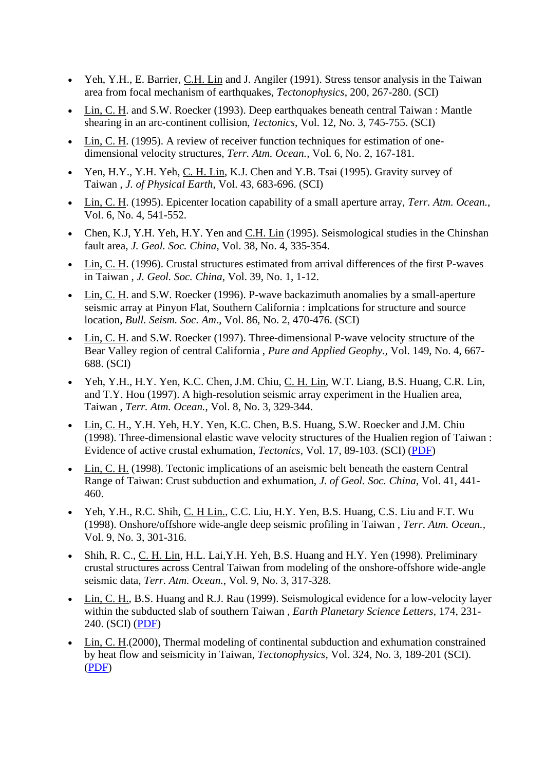- Yeh, Y.H., E. Barrier, C.H. Lin and J. Angiler (1991). Stress tensor analysis in the Taiwan area from focal mechanism of earthquakes, *Tectonophysics*, 200, 267-280. (SCI)
- Lin, C. H. and S.W. Roecker (1993). Deep earthquakes beneath central Taiwan : Mantle shearing in an arc-continent collision, *Tectonics*, Vol. 12, No. 3, 745-755. (SCI)
- Lin, C. H. (1995). A review of receiver function techniques for estimation of one-dimensional velocity structures, *Terr. Atm. Ocean.*, Vol. 6, No. 2, 167-181.
- Yen, H.Y., Y.H. Yeh, C. H. Lin, K.J. Chen and Y.B. Tsai (1995). Gravity survey of Taiwan , *J. of Physical Earth*, Vol. 43, 683-696. (SCI)
- Lin, C. H. (1995). Epicenter location capability of a small aperture array, *Terr. Atm. Ocean.*, Vol. 6, No. 4, 541-552.
- Chen, K.J, Y.H. Yeh, H.Y. Yen and C.H. Lin (1995). Seismological studies in the Chinshan fault area, *J. Geol. Soc. China*, Vol. 38, No. 4, 335-354.
- Lin, C. H. (1996). Crustal structures estimated from arrival differences of the first P-waves in Taiwan , *J. Geol. Soc. China*, Vol. 39, No. 1, 1-12.
- Lin, C. H. and S.W. Roecker (1996). P-wave backazimuth anomalies by a small-aperture seismic array at Pinyon Flat, Southern California : implcations for structure and source location, *Bull. Seism. Soc. Am*., Vol. 86, No. 2, 470-476. (SCI)
- Lin, C. H. and S.W. Roecker (1997). Three-dimensional P-wave velocity structure of the Bear Valley region of central California , *Pure and Applied Geophy.*, Vol. 149, No. 4, 667-688. (SCI)
- Yeh, Y.H., H.Y. Yen, K.C. Chen, J.M. Chiu, C. H. Lin, W.T. Liang, B.S. Huang, C.R. Lin, and T.Y. Hou (1997). A high-resolution seismic array experiment in the Hualien area, Taiwan , *Terr. Atm. Ocean.*, Vol. 8, No. 3, 329-344.
- Lin, C. H., Y.H. Yeh, H.Y. Yen, K.C. Chen, B.S. Huang, S.W. Roecker and J.M. Chiu (1998). Three-dimensional elastic wave velocity structures of the Hualien region of Taiwan : Evidence of active crustal exhumation, *Tectonics*, Vol. 17, 89-103. (SCI) (PDF)
- Lin, C. H. (1998). Tectonic implications of an aseismic belt beneath the eastern Central Range of Taiwan: Crust subduction and exhumation, *J. of Geol. Soc. China*, Vol. 41, 441-460.
- Yeh, Y.H., R.C. Shih, C. H Lin., C.C. Liu, H.Y. Yen, B.S. Huang, C.S. Liu and F.T. Wu (1998). Onshore/offshore wide-angle deep seismic profiling in Taiwan , *Terr. Atm. Ocean.*, Vol. 9, No. 3, 301-316.
- Shih, R. C., C. H. Lin, H.L. Lai,Y.H. Yeh, B.S. Huang and H.Y. Yen (1998). Preliminary crustal structures across Central Taiwan from modeling of the onshore-offshore wide-angle seismic data, *Terr. Atm. Ocean.*, Vol. 9, No. 3, 317-328.
- Lin, C. H., B.S. Huang and R.J. Rau (1999). Seismological evidence for a low-velocity layer within the subducted slab of southern Taiwan , *Earth Planetary Science Letters*, 174, 231-240. (SCI) (PDF)
- Lin, C. H.(2000), Thermal modeling of continental subduction and exhumation constrained by heat flow and seismicity in Taiwan, *Tectonophysics*, Vol. 324, No. 3, 189-201 (SCI). (PDF)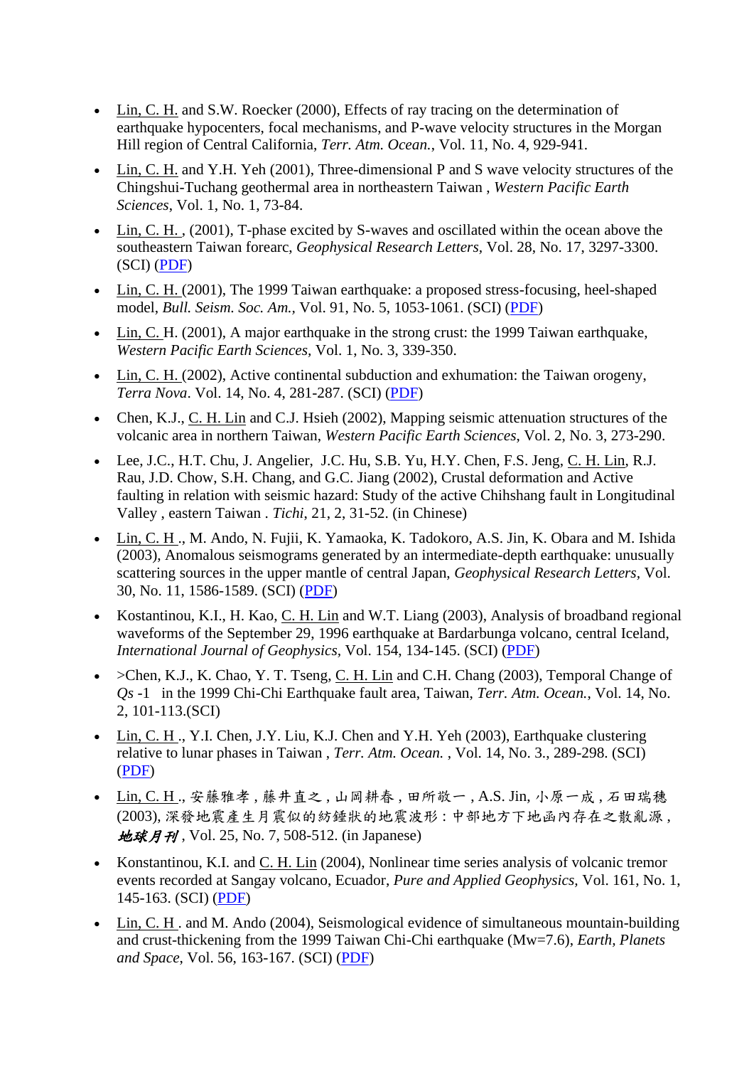- Lin, C. H. and S.W. Roecker (2000), Effects of ray tracing on the determination of earthquake hypocenters, focal mechanisms, and P-wave velocity structures in the Morgan Hill region of Central California, *Terr. Atm. Ocean.*, Vol. 11, No. 4, 929-941.

- Lin, C. H. and Y.H. Yeh (2001), Three-dimensional P and S wave velocity structures of the Chingshui-Tuchang geothermal area in northeastern Taiwan , *Western Pacific Earth Sciences*, Vol. 1, No. 1, 73-84.

- Lin, C. H. , (2001), T-phase excited by S-waves and oscillated within the ocean above the southeastern Taiwan forearc, *Geophysical Research Letters*, Vol. 28, No. 17, 3297-3300. (SCI) (PDF)

- Lin, C. H. (2001), The 1999 Taiwan earthquake: a proposed stress-focusing, heel-shaped model, *Bull. Seism. Soc. Am.*, Vol. 91, No. 5, 1053-1061. (SCI) (PDF)

- Lin, C. H. (2001), A major earthquake in the strong crust: the 1999 Taiwan earthquake, *Western Pacific Earth Sciences*, Vol. 1, No. 3, 339-350.

- Lin, C. H. (2002), Active continental subduction and exhumation: the Taiwan orogeny, *Terra Nova*. Vol. 14, No. 4, 281-287. (SCI) (PDF)

- Chen, K.J., C. H. Lin and C.J. Hsieh (2002), Mapping seismic attenuation structures of the volcanic area in northern Taiwan, *Western Pacific Earth Sciences*, Vol. 2, No. 3, 273-290.

- Lee, J.C., H.T. Chu, J. Angelier, J.C. Hu, S.B. Yu, H.Y. Chen, F.S. Jeng, C. H. Lin, R.J. Rau, J.D. Chow, S.H. Chang, and G.C. Jiang (2002), Crustal deformation and Active faulting in relation with seismic hazard: Study of the active Chihshang fault in Longitudinal Valley , eastern Taiwan . *Tichi*, 21, 2, 31-52. (in Chinese)

- Lin, C. H ., M. Ando, N. Fujii, K. Yamaoka, K. Tadokoro, A.S. Jin, K. Obara and M. Ishida (2003), Anomalous seismograms generated by an intermediate-depth earthquake: unusually scattering sources in the upper mantle of central Japan, *Geophysical Research Letters*, Vol. 30, No. 11, 1586-1589. (SCI) (PDF)

- Kostantinou, K.I., H. Kao, C. H. Lin and W.T. Liang (2003), Analysis of broadband regional waveforms of the September 29, 1996 earthquake at Bardarbunga volcano, central Iceland, *International Journal of Geophysics*, Vol. 154, 134-145. (SCI) (PDF)

- >Chen, K.J., K. Chao, Y. T. Tseng, C. H. Lin and C.H. Chang (2003), Temporal Change of *Qs* -1 in the 1999 Chi-Chi Earthquake fault area, Taiwan, *Terr. Atm. Ocean.*, Vol. 14, No. 2, 101-113.(SCI)

- Lin, C. H ., Y.I. Chen, J.Y. Liu, K.J. Chen and Y.H. Yeh (2003), Earthquake clustering relative to lunar phases in Taiwan , *Terr. Atm. Ocean.* , Vol. 14, No. 3., 289-298. (SCI) (PDF)

- Lin, C. H ., 安藤雅孝 , 藤井直之 , 山岡耕春 , 田所敬一 , A.S. Jin, 小原一成 , 石田瑞穗 (2003), 深發地震產生月震似的紡錘狀的地震波形：中部地方下地函內存在之散亂源 , ***地球月刊*** , Vol. 25, No. 7, 508-512. (in Japanese)

- Konstantinou, K.I. and C. H. Lin (2004), Nonlinear time series analysis of volcanic tremor events recorded at Sangay volcano, Ecuador, *Pure and Applied Geophysics*, Vol. 161, No. 1, 145-163. (SCI) (PDF)

- Lin, C. H . and M. Ando (2004), Seismological evidence of simultaneous mountain-building and crust-thickening from the 1999 Taiwan Chi-Chi earthquake (Mw=7.6), *Earth, Planets and Space*, Vol. 56, 163-167. (SCI) (PDF)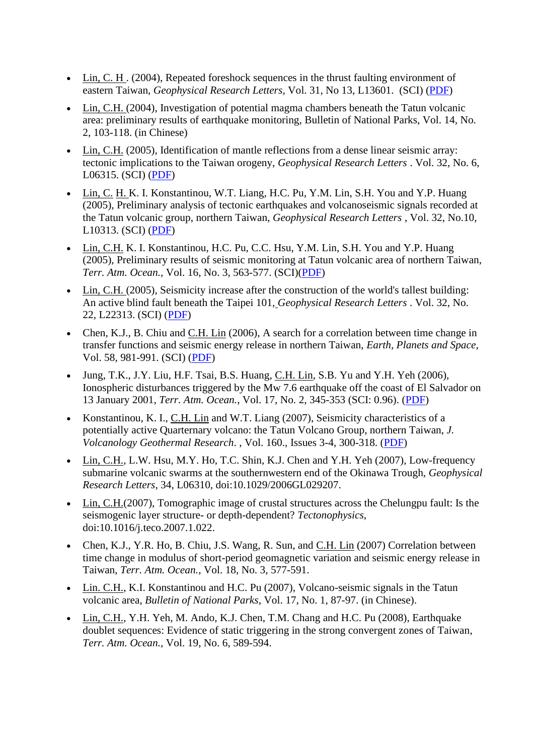- Lin, C. H . (2004), Repeated foreshock sequences in the thrust faulting environment of eastern Taiwan, *Geophysical Research Letters*, Vol. 31, No 13, L13601. (SCI) (PDF)
- Lin, C.H. (2004), Investigation of potential magma chambers beneath the Tatun volcanic area: preliminary results of earthquake monitoring, Bulletin of National Parks, Vol. 14, No. 2, 103-118. (in Chinese)
- Lin, C.H. (2005), Identification of mantle reflections from a dense linear seismic array: tectonic implications to the Taiwan orogeny, *Geophysical Research Letters* . Vol. 32, No. 6, L06315. (SCI) (PDF)
- Lin, C. H. K. I. Konstantinou, W.T. Liang, H.C. Pu, Y.M. Lin, S.H. You and Y.P. Huang (2005), Preliminary analysis of tectonic earthquakes and volcanoseismic signals recorded at the Tatun volcanic group, northern Taiwan, *Geophysical Research Letters* , Vol. 32, No.10, L10313. (SCI) (PDF)
- Lin, C.H. K. I. Konstantinou, H.C. Pu, C.C. Hsu, Y.M. Lin, S.H. You and Y.P. Huang (2005), Preliminary results of seismic monitoring at Tatun volcanic area of northern Taiwan, *Terr. Atm. Ocean.*, Vol. 16, No. 3, 563-577. (SCI)(PDF)
- Lin, C.H. (2005), Seismicity increase after the construction of the world's tallest building: An active blind fault beneath the Taipei 101, *Geophysical Research Letters* . Vol. 32, No. 22, L22313. (SCI) (PDF)
- Chen, K.J., B. Chiu and C.H. Lin (2006), A search for a correlation between time change in transfer functions and seismic energy release in northern Taiwan, *Earth, Planets and Space*, Vol. 58, 981-991. (SCI) (PDF)
- Jung, T.K., J.Y. Liu, H.F. Tsai, B.S. Huang, C.H. Lin, S.B. Yu and Y.H. Yeh (2006), Ionospheric disturbances triggered by the Mw 7.6 earthquake off the coast of El Salvador on 13 January 2001, *Terr. Atm. Ocean.*, Vol. 17, No. 2, 345-353 (SCI: 0.96). (PDF)
- Konstantinou, K. I., C.H. Lin and W.T. Liang (2007), Seismicity characteristics of a potentially active Quarternary volcano: the Tatun Volcano Group, northern Taiwan, *J. Volcanology Geothermal Research.* , Vol. 160., Issues 3-4, 300-318. (PDF)
- Lin, C.H., L.W. Hsu, M.Y. Ho, T.C. Shin, K.J. Chen and Y.H. Yeh (2007), Low-frequency submarine volcanic swarms at the southernwestern end of the Okinawa Trough, *Geophysical Research Letters*, 34, L06310, doi:10.1029/2006GL029207.
- Lin, C.H.(2007), Tomographic image of crustal structures across the Chelungpu fault: Is the seismogenic layer structure- or depth-dependent? *Tectonophysics*, doi:10.1016/j.teco.2007.1.022.
- Chen, K.J., Y.R. Ho, B. Chiu, J.S. Wang, R. Sun, and C.H. Lin (2007) Correlation between time change in modulus of short-period geomagnetic variation and seismic energy release in Taiwan, *Terr. Atm. Ocean.*, Vol. 18, No. 3, 577-591.
- Lin. C.H., K.I. Konstantinou and H.C. Pu (2007), Volcano-seismic signals in the Tatun volcanic area, *Bulletin of National Parks*, Vol. 17, No. 1, 87-97. (in Chinese).
- Lin, C.H., Y.H. Yeh, M. Ando, K.J. Chen, T.M. Chang and H.C. Pu (2008), Earthquake doublet sequences: Evidence of static triggering in the strong convergent zones of Taiwan, *Terr. Atm. Ocean.*, Vol. 19, No. 6, 589-594.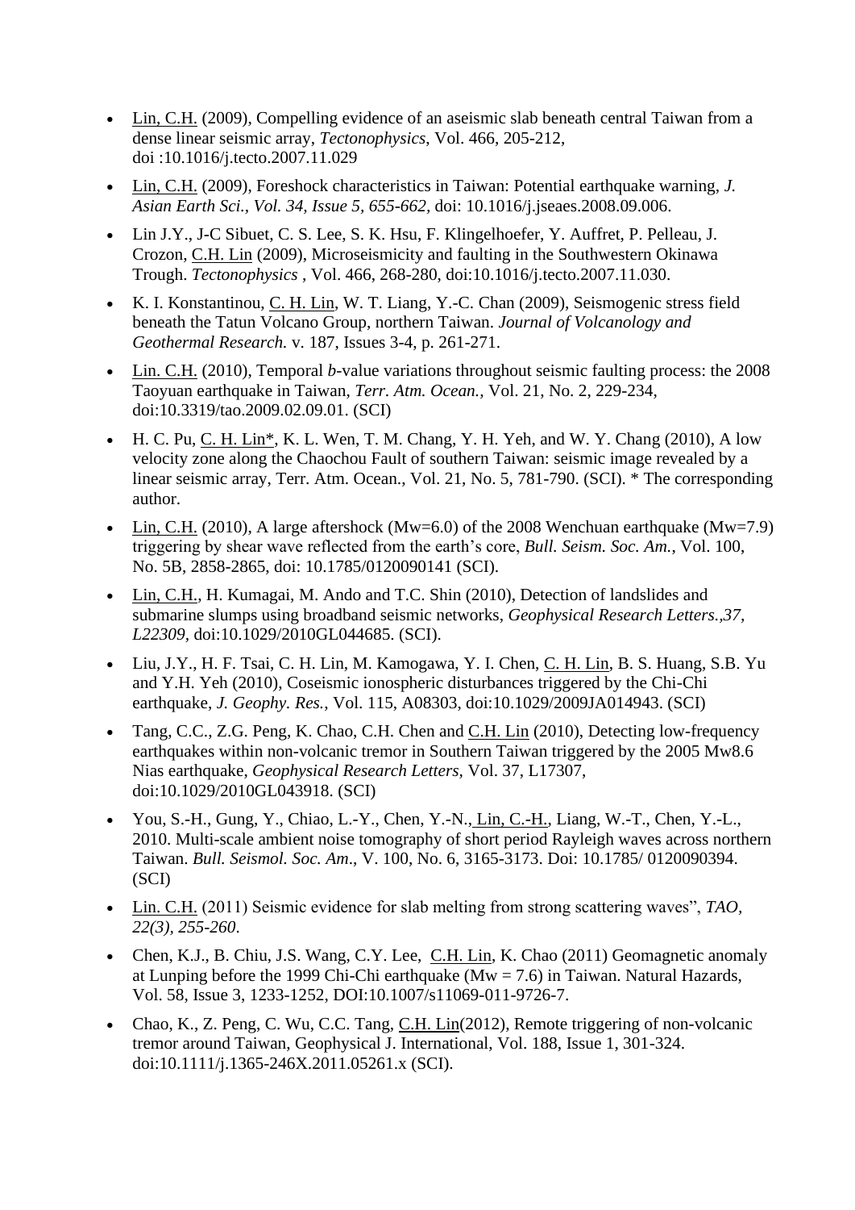- Lin, C.H. (2009), Compelling evidence of an aseismic slab beneath central Taiwan from a dense linear seismic array, *Tectonophysics*, Vol. 466, 205-212, doi :10.1016/j.tecto.2007.11.029

- Lin, C.H. (2009), Foreshock characteristics in Taiwan: Potential earthquake warning, *J. Asian Earth Sci., Vol. 34, Issue 5, 655-662*, doi: 10.1016/j.jseaes.2008.09.006.

- Lin J.Y., J-C Sibuet, C. S. Lee, S. K. Hsu, F. Klingelhoefer, Y. Auffret, P. Pelleau, J. Crozon, C.H. Lin (2009), Microseismicity and faulting in the Southwestern Okinawa Trough. *Tectonophysics* , Vol. 466, 268-280, doi:10.1016/j.tecto.2007.11.030.

- K. I. Konstantinou, C. H. Lin, W. T. Liang, Y.-C. Chan (2009), Seismogenic stress field beneath the Tatun Volcano Group, northern Taiwan. *Journal of Volcanology and Geothermal Research.* v. 187, Issues 3-4, p. 261-271.

- Lin. C.H. (2010), Temporal *b*-value variations throughout seismic faulting process: the 2008 Taoyuan earthquake in Taiwan, *Terr. Atm. Ocean.,* Vol. 21, No. 2, 229-234, doi:10.3319/tao.2009.02.09.01. (SCI)

- H. C. Pu, C. H. Lin*, K. L. Wen, T. M. Chang, Y. H. Yeh, and W. Y. Chang (2010), A low velocity zone along the Chaochou Fault of southern Taiwan: seismic image revealed by a linear seismic array, Terr. Atm. Ocean., Vol. 21, No. 5, 781-790. (SCI). * The corresponding author.

- Lin, C.H. (2010), A large aftershock (Mw=6.0) of the 2008 Wenchuan earthquake (Mw=7.9) triggering by shear wave reflected from the earth's core, *Bull. Seism. Soc. Am.*, Vol. 100, No. 5B, 2858-2865, doi: 10.1785/0120090141 (SCI).

- Lin, C.H., H. Kumagai, M. Ando and T.C. Shin (2010), Detection of landslides and submarine slumps using broadband seismic networks, *Geophysical Research Letters.,37, L22309*, doi:10.1029/2010GL044685. (SCI).

- Liu, J.Y., H. F. Tsai, C. H. Lin, M. Kamogawa, Y. I. Chen, C. H. Lin, B. S. Huang, S.B. Yu and Y.H. Yeh (2010), Coseismic ionospheric disturbances triggered by the Chi-Chi earthquake, *J. Geophy. Res.*, Vol. 115, A08303, doi:10.1029/2009JA014943. (SCI)

- Tang, C.C., Z.G. Peng, K. Chao, C.H. Chen and C.H. Lin (2010), Detecting low-frequency earthquakes within non-volcanic tremor in Southern Taiwan triggered by the 2005 Mw8.6 Nias earthquake, *Geophysical Research Letters*, Vol. 37, L17307, doi:10.1029/2010GL043918. (SCI)

- You, S.-H., Gung, Y., Chiao, L.-Y., Chen, Y.-N., Lin, C.-H., Liang, W.-T., Chen, Y.-L., 2010. Multi-scale ambient noise tomography of short period Rayleigh waves across northern Taiwan. *Bull. Seismol. Soc. Am*., V. 100, No. 6, 3165-3173. Doi: 10.1785/ 0120090394. (SCI)

- Lin. C.H. (2011) Seismic evidence for slab melting from strong scattering waves", *TAO, 22(3), 255-260*.

- Chen, K.J., B. Chiu, J.S. Wang, C.Y. Lee, C.H. Lin, K. Chao (2011) Geomagnetic anomaly at Lunping before the 1999 Chi-Chi earthquake (Mw = 7.6) in Taiwan. Natural Hazards, Vol. 58, Issue 3, 1233-1252, DOI:10.1007/s11069-011-9726-7.

- Chao, K., Z. Peng, C. Wu, C.C. Tang, C.H. Lin(2012), Remote triggering of non-volcanic tremor around Taiwan, Geophysical J. International, Vol. 188, Issue 1, 301-324. doi:10.1111/j.1365-246X.2011.05261.x (SCI).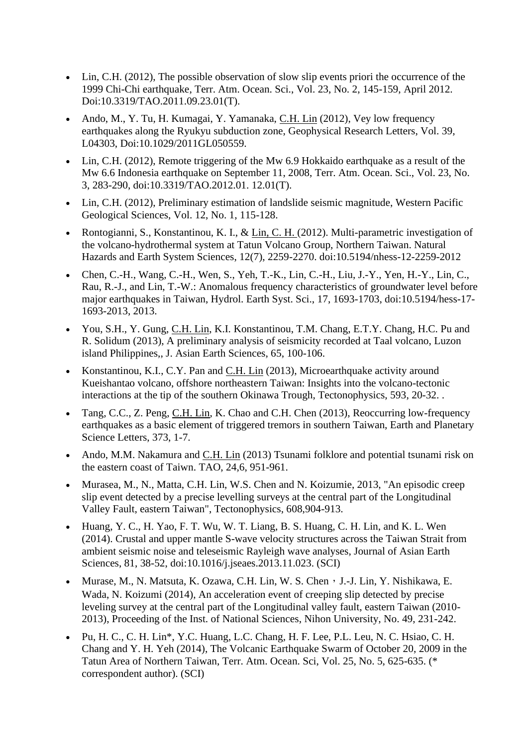- Lin, C.H. (2012), The possible observation of slow slip events priori the occurrence of the 1999 Chi-Chi earthquake, Terr. Atm. Ocean. Sci., Vol. 23, No. 2, 145-159, April 2012. Doi:10.3319/TAO.2011.09.23.01(T).

- Ando, M., Y. Tu, H. Kumagai, Y. Yamanaka, C.H. Lin (2012), Vey low frequency earthquakes along the Ryukyu subduction zone, Geophysical Research Letters, Vol. 39, L04303, Doi:10.1029/2011GL050559.

- Lin, C.H. (2012), Remote triggering of the Mw 6.9 Hokkaido earthquake as a result of the Mw 6.6 Indonesia earthquake on September 11, 2008, Terr. Atm. Ocean. Sci., Vol. 23, No. 3, 283-290, doi:10.3319/TAO.2012.01. 12.01(T).

- Lin, C.H. (2012), Preliminary estimation of landslide seismic magnitude, Western Pacific Geological Sciences, Vol. 12, No. 1, 115-128.

- Rontogianni, S., Konstantinou, K. I., & Lin, C. H. (2012). Multi-parametric investigation of the volcano-hydrothermal system at Tatun Volcano Group, Northern Taiwan. Natural Hazards and Earth System Sciences, 12(7), 2259-2270. doi:10.5194/nhess-12-2259-2012

- Chen, C.-H., Wang, C.-H., Wen, S., Yeh, T.-K., Lin, C.-H., Liu, J.-Y., Yen, H.-Y., Lin, C., Rau, R.-J., and Lin, T.-W.: Anomalous frequency characteristics of groundwater level before major earthquakes in Taiwan, Hydrol. Earth Syst. Sci., 17, 1693-1703, doi:10.5194/hess-17-1693-2013, 2013.

- You, S.H., Y. Gung, C.H. Lin, K.I. Konstantinou, T.M. Chang, E.T.Y. Chang, H.C. Pu and R. Solidum (2013), A preliminary analysis of seismicity recorded at Taal volcano, Luzon island Philippines,, J. Asian Earth Sciences, 65, 100-106.

- Konstantinou, K.I., C.Y. Pan and C.H. Lin (2013), Microearthquake activity around Kueishantao volcano, offshore northeastern Taiwan: Insights into the volcano-tectonic interactions at the tip of the southern Okinawa Trough, Tectonophysics, 593, 20-32. .

- Tang, C.C., Z. Peng, C.H. Lin, K. Chao and C.H. Chen (2013), Reoccurring low-frequency earthquakes as a basic element of triggered tremors in southern Taiwan, Earth and Planetary Science Letters, 373, 1-7.

- Ando, M.M. Nakamura and C.H. Lin (2013) Tsunami folklore and potential tsunami risk on the eastern coast of Taiwn. TAO, 24,6, 951-961.

- Murasea, M., N., Matta, C.H. Lin, W.S. Chen and N. Koizumie, 2013, "An episodic creep slip event detected by a precise levelling surveys at the central part of the Longitudinal Valley Fault, eastern Taiwan", Tectonophysics, 608,904-913.

- Huang, Y. C., H. Yao, F. T. Wu, W. T. Liang, B. S. Huang, C. H. Lin, and K. L. Wen (2014). Crustal and upper mantle S-wave velocity structures across the Taiwan Strait from ambient seismic noise and teleseismic Rayleigh wave analyses, Journal of Asian Earth Sciences, 81, 38-52, doi:10.1016/j.jseaes.2013.11.023. (SCI)

- Murase, M., N. Matsuta, K. Ozawa, C.H. Lin, W. S. Chen，J.-J. Lin, Y. Nishikawa, E. Wada, N. Koizumi (2014), An acceleration event of creeping slip detected by precise leveling survey at the central part of the Longitudinal valley fault, eastern Taiwan (2010-2013), Proceeding of the Inst. of National Sciences, Nihon University, No. 49, 231-242.

- Pu, H. C., C. H. Lin*, Y.C. Huang, L.C. Chang, H. F. Lee, P.L. Leu, N. C. Hsiao, C. H. Chang and Y. H. Yeh (2014), The Volcanic Earthquake Swarm of October 20, 2009 in the Tatun Area of Northern Taiwan, Terr. Atm. Ocean. Sci, Vol. 25, No. 5, 625-635. (* correspondent author). (SCI)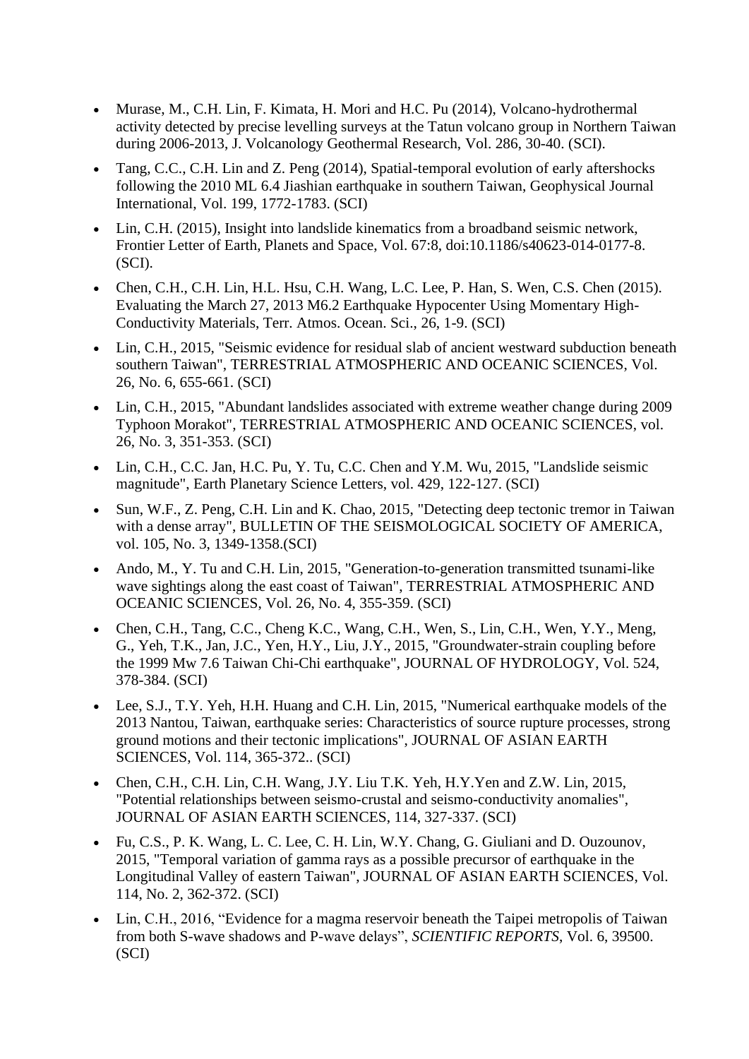- Murase, M., C.H. Lin, F. Kimata, H. Mori and H.C. Pu (2014), Volcano-hydrothermal activity detected by precise levelling surveys at the Tatun volcano group in Northern Taiwan during 2006-2013, J. Volcanology Geothermal Research, Vol. 286, 30-40. (SCI).
- Tang, C.C., C.H. Lin and Z. Peng (2014), Spatial-temporal evolution of early aftershocks following the 2010 ML 6.4 Jiashian earthquake in southern Taiwan, Geophysical Journal International, Vol. 199, 1772-1783. (SCI)
- Lin, C.H. (2015), Insight into landslide kinematics from a broadband seismic network, Frontier Letter of Earth, Planets and Space, Vol. 67:8, doi:10.1186/s40623-014-0177-8. (SCI).
- Chen, C.H., C.H. Lin, H.L. Hsu, C.H. Wang, L.C. Lee, P. Han, S. Wen, C.S. Chen (2015). Evaluating the March 27, 2013 M6.2 Earthquake Hypocenter Using Momentary High-Conductivity Materials, Terr. Atmos. Ocean. Sci., 26, 1-9. (SCI)
- Lin, C.H., 2015, "Seismic evidence for residual slab of ancient westward subduction beneath southern Taiwan", TERRESTRIAL ATMOSPHERIC AND OCEANIC SCIENCES, Vol. 26, No. 6, 655-661. (SCI)
- Lin, C.H., 2015, "Abundant landslides associated with extreme weather change during 2009 Typhoon Morakot", TERRESTRIAL ATMOSPHERIC AND OCEANIC SCIENCES, vol. 26, No. 3, 351-353. (SCI)
- Lin, C.H., C.C. Jan, H.C. Pu, Y. Tu, C.C. Chen and Y.M. Wu, 2015, "Landslide seismic magnitude", Earth Planetary Science Letters, vol. 429, 122-127. (SCI)
- Sun, W.F., Z. Peng, C.H. Lin and K. Chao, 2015, "Detecting deep tectonic tremor in Taiwan with a dense array", BULLETIN OF THE SEISMOLOGICAL SOCIETY OF AMERICA, vol. 105, No. 3, 1349-1358.(SCI)
- Ando, M., Y. Tu and C.H. Lin, 2015, "Generation-to-generation transmitted tsunami-like wave sightings along the east coast of Taiwan", TERRESTRIAL ATMOSPHERIC AND OCEANIC SCIENCES, Vol. 26, No. 4, 355-359. (SCI)
- Chen, C.H., Tang, C.C., Cheng K.C., Wang, C.H., Wen, S., Lin, C.H., Wen, Y.Y., Meng, G., Yeh, T.K., Jan, J.C., Yen, H.Y., Liu, J.Y., 2015, "Groundwater-strain coupling before the 1999 Mw 7.6 Taiwan Chi-Chi earthquake", JOURNAL OF HYDROLOGY, Vol. 524, 378-384. (SCI)
- Lee, S.J., T.Y. Yeh, H.H. Huang and C.H. Lin, 2015, "Numerical earthquake models of the 2013 Nantou, Taiwan, earthquake series: Characteristics of source rupture processes, strong ground motions and their tectonic implications", JOURNAL OF ASIAN EARTH SCIENCES, Vol. 114, 365-372.. (SCI)
- Chen, C.H., C.H. Lin, C.H. Wang, J.Y. Liu T.K. Yeh, H.Y.Yen and Z.W. Lin, 2015, "Potential relationships between seismo-crustal and seismo-conductivity anomalies", JOURNAL OF ASIAN EARTH SCIENCES, 114, 327-337. (SCI)
- Fu, C.S., P. K. Wang, L. C. Lee, C. H. Lin, W.Y. Chang, G. Giuliani and D. Ouzounov, 2015, "Temporal variation of gamma rays as a possible precursor of earthquake in the Longitudinal Valley of eastern Taiwan", JOURNAL OF ASIAN EARTH SCIENCES, Vol. 114, No. 2, 362-372. (SCI)
- Lin, C.H., 2016, "Evidence for a magma reservoir beneath the Taipei metropolis of Taiwan from both S-wave shadows and P-wave delays", *SCIENTIFIC REPORTS*, Vol. 6, 39500. (SCI)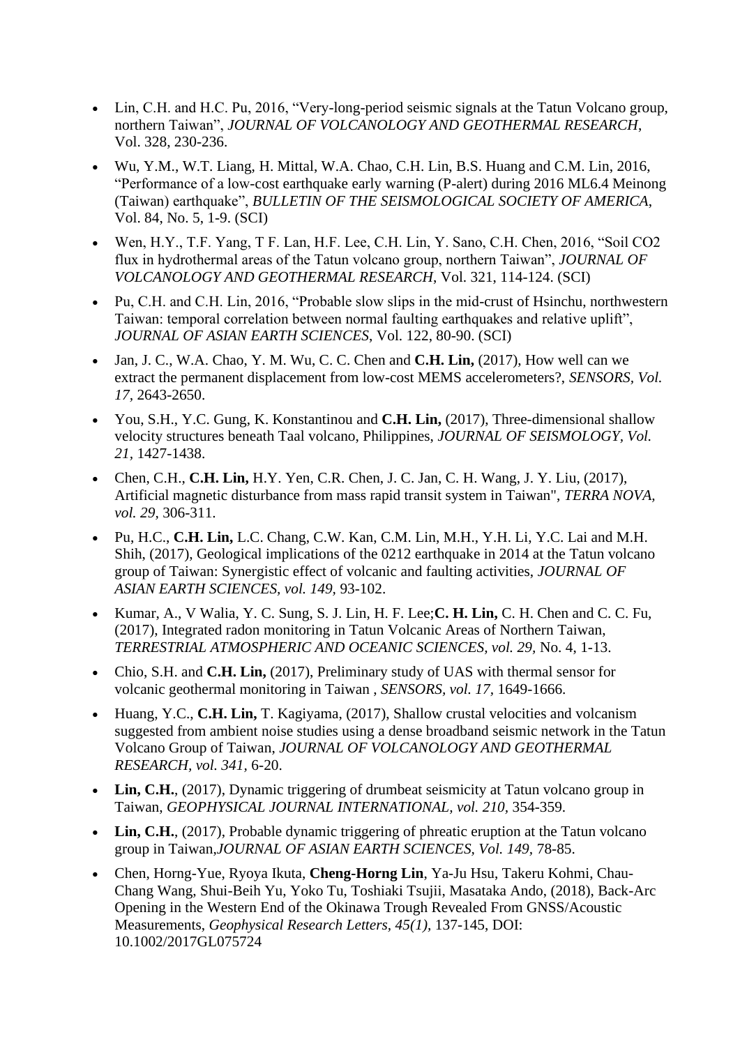- Lin, C.H. and H.C. Pu, 2016, "Very-long-period seismic signals at the Tatun Volcano group, northern Taiwan", *JOURNAL OF VOLCANOLOGY AND GEOTHERMAL RESEARCH*, Vol. 328, 230-236.
- Wu, Y.M., W.T. Liang, H. Mittal, W.A. Chao, C.H. Lin, B.S. Huang and C.M. Lin, 2016, "Performance of a low-cost earthquake early warning (P-alert) during 2016 ML6.4 Meinong (Taiwan) earthquake", *BULLETIN OF THE SEISMOLOGICAL SOCIETY OF AMERICA*, Vol. 84, No. 5, 1-9. (SCI)
- Wen, H.Y., T.F. Yang, T F. Lan, H.F. Lee, C.H. Lin, Y. Sano, C.H. Chen, 2016, "Soil CO2 flux in hydrothermal areas of the Tatun volcano group, northern Taiwan", *JOURNAL OF VOLCANOLOGY AND GEOTHERMAL RESEARCH*, Vol. 321, 114-124. (SCI)
- Pu, C.H. and C.H. Lin, 2016, "Probable slow slips in the mid-crust of Hsinchu, northwestern Taiwan: temporal correlation between normal faulting earthquakes and relative uplift", *JOURNAL OF ASIAN EARTH SCIENCES*, Vol. 122, 80-90. (SCI)
- Jan, J. C., W.A. Chao, Y. M. Wu, C. C. Chen and **C.H. Lin,** (2017), How well can we extract the permanent displacement from low-cost MEMS accelerometers?, *SENSORS, Vol. 17,* 2643-2650.
- You, S.H., Y.C. Gung, K. Konstantinou and **C.H. Lin,** (2017), Three-dimensional shallow velocity structures beneath Taal volcano, Philippines, *JOURNAL OF SEISMOLOGY, Vol. 21,* 1427-1438.
- Chen, C.H., **C.H. Lin,** H.Y. Yen, C.R. Chen, J. C. Jan, C. H. Wang, J. Y. Liu, (2017), Artificial magnetic disturbance from mass rapid transit system in Taiwan", *TERRA NOVA, vol. 29,* 306-311.
- Pu, H.C., **C.H. Lin,** L.C. Chang, C.W. Kan, C.M. Lin, M.H., Y.H. Li, Y.C. Lai and M.H. Shih, (2017), Geological implications of the 0212 earthquake in 2014 at the Tatun volcano group of Taiwan: Synergistic effect of volcanic and faulting activities, *JOURNAL OF ASIAN EARTH SCIENCES, vol. 149,* 93-102.
- Kumar, A., V Walia, Y. C. Sung, S. J. Lin, H. F. Lee;**C. H. Lin,** C. H. Chen and C. C. Fu, (2017), Integrated radon monitoring in Tatun Volcanic Areas of Northern Taiwan, *TERRESTRIAL ATMOSPHERIC AND OCEANIC SCIENCES, vol. 29,* No. 4, 1-13.
- Chio, S.H. and **C.H. Lin,** (2017), Preliminary study of UAS with thermal sensor for volcanic geothermal monitoring in Taiwan , *SENSORS, vol. 17,* 1649-1666.
- Huang, Y.C., **C.H. Lin,** T. Kagiyama, (2017), Shallow crustal velocities and volcanism suggested from ambient noise studies using a dense broadband seismic network in the Tatun Volcano Group of Taiwan, *JOURNAL OF VOLCANOLOGY AND GEOTHERMAL RESEARCH, vol. 341,* 6-20.
- **Lin, C.H.**, (2017), Dynamic triggering of drumbeat seismicity at Tatun volcano group in Taiwan, *GEOPHYSICAL JOURNAL INTERNATIONAL, vol. 210,* 354-359.
- **Lin, C.H.**, (2017), Probable dynamic triggering of phreatic eruption at the Tatun volcano group in Taiwan,*JOURNAL OF ASIAN EARTH SCIENCES, Vol. 149,* 78-85.
- Chen, Horng-Yue, Ryoya Ikuta, **Cheng-Horng Lin**, Ya-Ju Hsu, Takeru Kohmi, Chau-Chang Wang, Shui-Beih Yu, Yoko Tu, Toshiaki Tsujii, Masataka Ando, (2018), Back-Arc Opening in the Western End of the Okinawa Trough Revealed From GNSS/Acoustic Measurements, *Geophysical Research Letters, 45(1),* 137-145, DOI: 10.1002/2017GL075724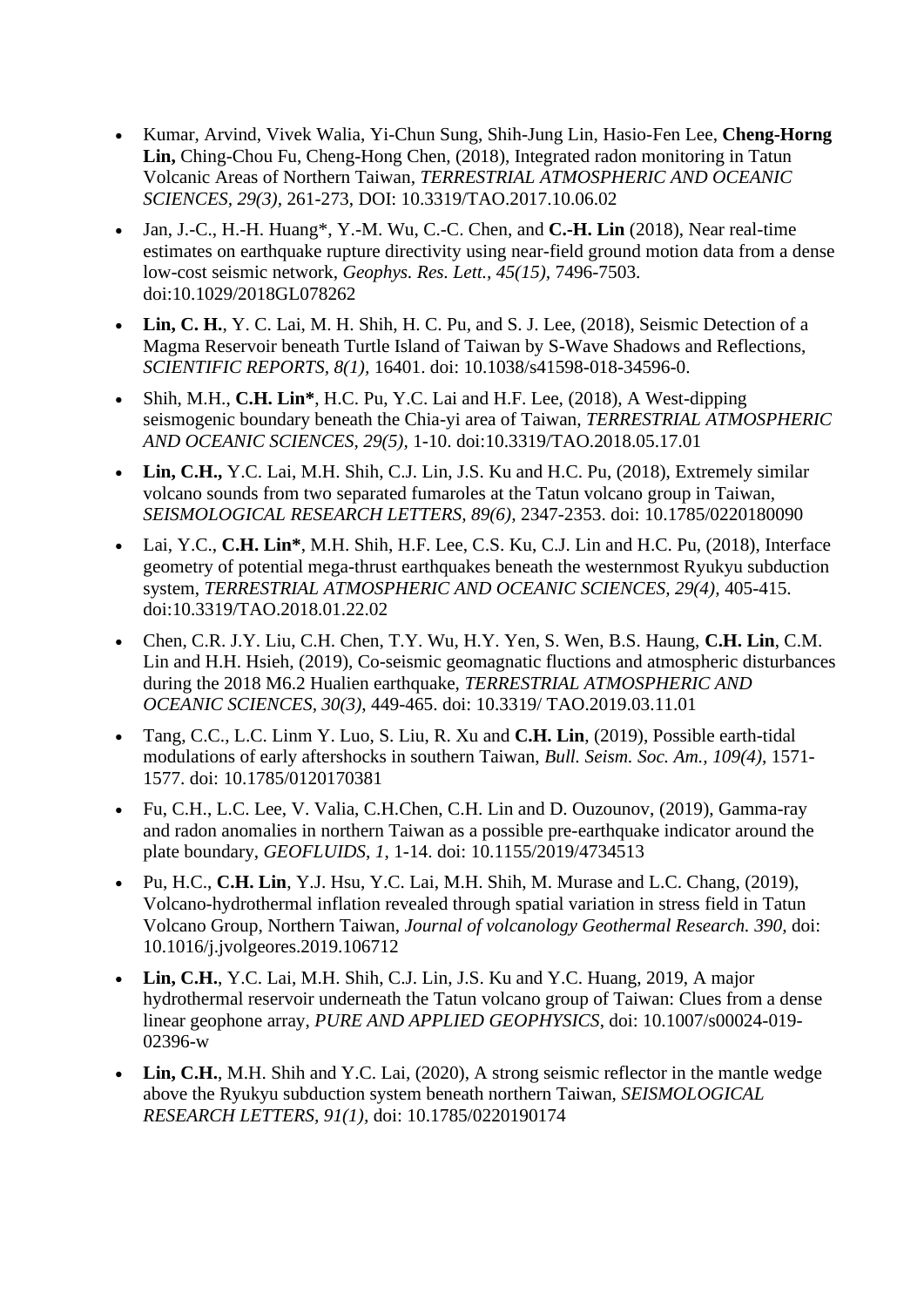- Kumar, Arvind, Vivek Walia, Yi-Chun Sung, Shih-Jung Lin, Hasio-Fen Lee, **Cheng-Horng Lin,** Ching-Chou Fu, Cheng-Hong Chen, (2018), Integrated radon monitoring in Tatun Volcanic Areas of Northern Taiwan, *TERRESTRIAL ATMOSPHERIC AND OCEANIC SCIENCES, 29(3),* 261-273, DOI: 10.3319/TAO.2017.10.06.02

- Jan, J.-C., H.-H. Huang*, Y.-M. Wu, C.-C. Chen, and **C.-H. Lin** (2018), Near real-time estimates on earthquake rupture directivity using near-field ground motion data from a dense low-cost seismic network, *Geophys. Res. Lett., 45(15),* 7496-7503. doi:10.1029/2018GL078262

- **Lin, C. H.**, Y. C. Lai, M. H. Shih, H. C. Pu, and S. J. Lee, (2018), Seismic Detection of a Magma Reservoir beneath Turtle Island of Taiwan by S-Wave Shadows and Reflections, *SCIENTIFIC REPORTS, 8(1),* 16401. doi: 10.1038/s41598-018-34596-0.

- Shih, M.H., **C.H. Lin***, H.C. Pu, Y.C. Lai and H.F. Lee, (2018), A West-dipping seismogenic boundary beneath the Chia-yi area of Taiwan, *TERRESTRIAL ATMOSPHERIC AND OCEANIC SCIENCES, 29(5),* 1-10. doi:10.3319/TAO.2018.05.17.01

- **Lin, C.H.,** Y.C. Lai, M.H. Shih, C.J. Lin, J.S. Ku and H.C. Pu, (2018), Extremely similar volcano sounds from two separated fumaroles at the Tatun volcano group in Taiwan, *SEISMOLOGICAL RESEARCH LETTERS, 89(6),* 2347-2353. doi: 10.1785/0220180090

- Lai, Y.C., **C.H. Lin***, M.H. Shih, H.F. Lee, C.S. Ku, C.J. Lin and H.C. Pu, (2018), Interface geometry of potential mega-thrust earthquakes beneath the westernmost Ryukyu subduction system, *TERRESTRIAL ATMOSPHERIC AND OCEANIC SCIENCES, 29(4),* 405-415. doi:10.3319/TAO.2018.01.22.02

- Chen, C.R. J.Y. Liu, C.H. Chen, T.Y. Wu, H.Y. Yen, S. Wen, B.S. Haung, **C.H. Lin**, C.M. Lin and H.H. Hsieh, (2019), Co-seismic geomagnatic fluctions and atmospheric disturbances during the 2018 M6.2 Hualien earthquake, *TERRESTRIAL ATMOSPHERIC AND OCEANIC SCIENCES, 30(3),* 449-465. doi: 10.3319/ TAO.2019.03.11.01

- Tang, C.C., L.C. Linm Y. Luo, S. Liu, R. Xu and **C.H. Lin**, (2019), Possible earth-tidal modulations of early aftershocks in southern Taiwan, *Bull. Seism. Soc. Am., 109(4)*, 1571-1577. doi: 10.1785/0120170381

- Fu, C.H., L.C. Lee, V. Valia, C.H.Chen, C.H. Lin and D. Ouzounov, (2019), Gamma-ray and radon anomalies in northern Taiwan as a possible pre-earthquake indicator around the plate boundary, *GEOFLUIDS, 1*, 1-14. doi: 10.1155/2019/4734513

- Pu, H.C., **C.H. Lin**, Y.J. Hsu, Y.C. Lai, M.H. Shih, M. Murase and L.C. Chang, (2019), Volcano-hydrothermal inflation revealed through spatial variation in stress field in Tatun Volcano Group, Northern Taiwan, *Journal of volcanology Geothermal Research. 390,* doi: 10.1016/j.jvolgeores.2019.106712

- **Lin, C.H.**, Y.C. Lai, M.H. Shih, C.J. Lin, J.S. Ku and Y.C. Huang, 2019, A major hydrothermal reservoir underneath the Tatun volcano group of Taiwan: Clues from a dense linear geophone array, *PURE AND APPLIED GEOPHYSICS*, doi: 10.1007/s00024-019-02396-w

- **Lin, C.H.**, M.H. Shih and Y.C. Lai, (2020), A strong seismic reflector in the mantle wedge above the Ryukyu subduction system beneath northern Taiwan, *SEISMOLOGICAL RESEARCH LETTERS, 91(1),* doi: 10.1785/0220190174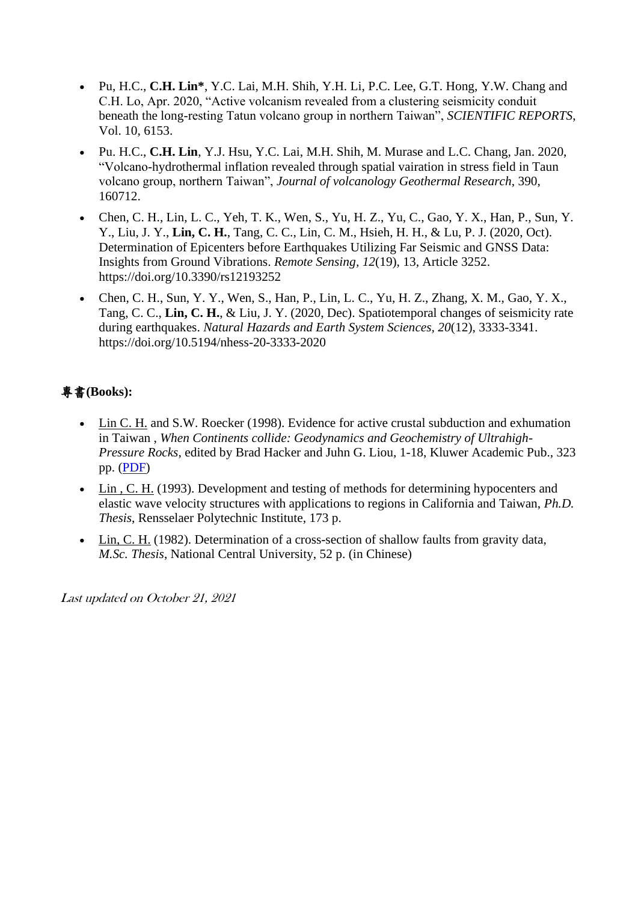- Pu, H.C., **C.H. Lin***, Y.C. Lai, M.H. Shih, Y.H. Li, P.C. Lee, G.T. Hong, Y.W. Chang and C.H. Lo, Apr. 2020, "Active volcanism revealed from a clustering seismicity conduit beneath the long-resting Tatun volcano group in northern Taiwan", *SCIENTIFIC REPORTS*, Vol. 10, 6153.
- Pu. H.C., **C.H. Lin**, Y.J. Hsu, Y.C. Lai, M.H. Shih, M. Murase and L.C. Chang, Jan. 2020, "Volcano-hydrothermal inflation revealed through spatial vairation in stress field in Taun volcano group, northern Taiwan", *Journal of volcanology Geothermal Research*, 390, 160712.
- Chen, C. H., Lin, L. C., Yeh, T. K., Wen, S., Yu, H. Z., Yu, C., Gao, Y. X., Han, P., Sun, Y. Y., Liu, J. Y., **Lin, C. H.**, Tang, C. C., Lin, C. M., Hsieh, H. H., & Lu, P. J. (2020, Oct). Determination of Epicenters before Earthquakes Utilizing Far Seismic and GNSS Data: Insights from Ground Vibrations. *Remote Sensing*, *12*(19), 13, Article 3252. https://doi.org/10.3390/rs12193252
- Chen, C. H., Sun, Y. Y., Wen, S., Han, P., Lin, L. C., Yu, H. Z., Zhang, X. M., Gao, Y. X., Tang, C. C., **Lin, C. H.**, & Liu, J. Y. (2020, Dec). Spatiotemporal changes of seismicity rate during earthquakes. *Natural Hazards and Earth System Sciences*, *20*(12), 3333-3341. https://doi.org/10.5194/nhess-20-3333-2020

## 專書(Books):

- Lin C. H. and S.W. Roecker (1998). Evidence for active crustal subduction and exhumation in Taiwan , *When Continents collide: Geodynamics and Geochemistry of Ultrahigh-Pressure Rocks*, edited by Brad Hacker and Juhn G. Liou, 1-18, Kluwer Academic Pub., 323 pp. (PDF)
- Lin , C. H. (1993). Development and testing of methods for determining hypocenters and elastic wave velocity structures with applications to regions in California and Taiwan, *Ph.D. Thesis*, Rensselaer Polytechnic Institute, 173 p.
- Lin, C. H. (1982). Determination of a cross-section of shallow faults from gravity data, *M.Sc. Thesis*, National Central University, 52 p. (in Chinese)

*Last updated on October 21, 2021*